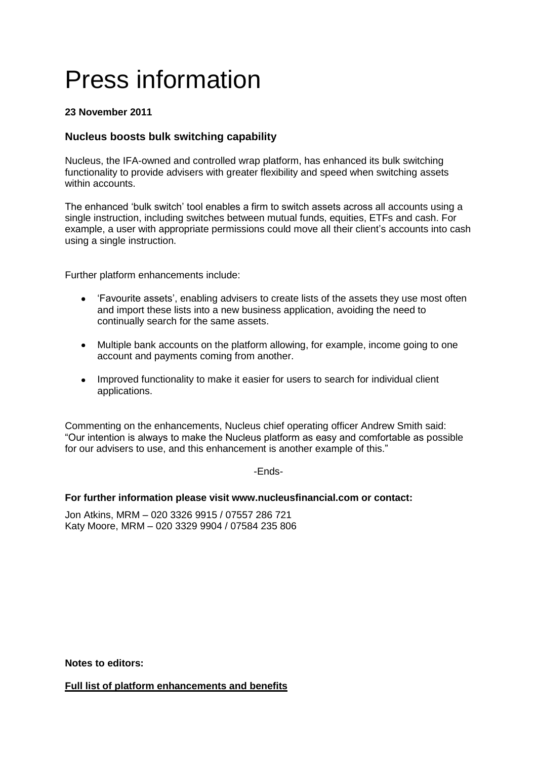# Press information

**23 November 2011**

### Nucleus boosts bulk switching capability

Nucleus, the IFA-owned and controlled wrap platform, has enhanced its bulk switching functionality to provide advisers with greater flexibility and speed when switching assets within accounts.

The enhanced 'bulk switch' tool enables a firm to switch assets across all accounts using a single instruction, including switches between mutual funds, equities, ETFs and cash. For example, a user with appropriate permissions could move all their client's accounts into cash using a single instruction.

Further platform enhancements include:

- 'Favourite assets', enabling advisers to create lists of the assets they use most often and import these lists into a new business application, avoiding the need to continually search for the same assets.
- Multiple bank accounts on the platform allowing, for example, income going to one account and payments coming from another.
- Improved functionality to make it easier for users to search for individual client applications.

Commenting on the enhancements, Nucleus chief operating officer Andrew Smith said: "Our intention is always to make the Nucleus platform as easy and comfortable as possible for our advisers to use, and this enhancement is another example of this."

-Ends-

**For further information please visit www.nucleusfinancial.com or contact:**

Jon Atkins, MRM – 020 3326 9915 / 07557 286 721
Katy Moore, MRM – 020 3329 9904 / 07584 235 806

**Notes to editors:**

**Full list of platform enhancements and benefits**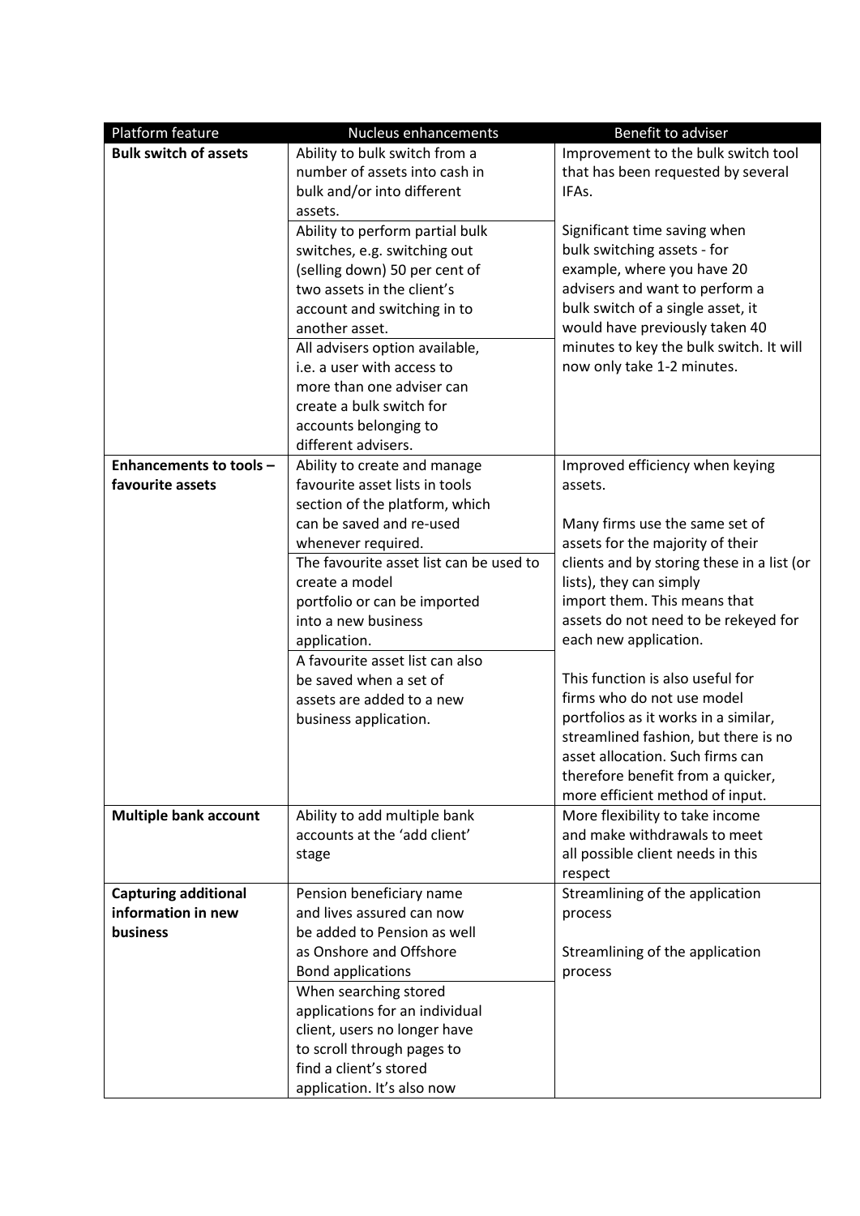| Platform feature | Nucleus enhancements | Benefit to adviser |
|---|---|---|
| **Bulk switch of assets** | Ability to bulk switch from a number of assets into cash in bulk and/or into different assets. | Improvement to the bulk switch tool that has been requested by several IFAs.<br><br>Significant time saving when bulk switching assets - for example, where you have 20 advisers and want to perform a bulk switch of a single asset, it would have previously taken 40 minutes to key the bulk switch. It will now only take 1-2 minutes. |
| | Ability to perform partial bulk switches, e.g. switching out (selling down) 50 per cent of two assets in the client's account and switching in to another asset. | |
| | All advisers option available, i.e. a user with access to more than one adviser can create a bulk switch for accounts belonging to different advisers. | |
| **Enhancements to tools – favourite assets** | Ability to create and manage favourite asset lists in tools section of the platform, which can be saved and re-used whenever required. | Improved efficiency when keying assets.<br><br>Many firms use the same set of assets for the majority of their clients and by storing these in a list (or lists), they can simply import them. This means that assets do not need to be rekeyed for each new application.<br><br>This function is also useful for firms who do not use model portfolios as it works in a similar, streamlined fashion, but there is no asset allocation. Such firms can therefore benefit from a quicker, more efficient method of input. |
| | The favourite asset list can be used to create a model portfolio or can be imported into a new business application. | |
| | A favourite asset list can also be saved when a set of assets are added to a new business application. | |
| **Multiple bank account** | Ability to add multiple bank accounts at the 'add client' stage | More flexibility to take income and make withdrawals to meet all possible client needs in this respect |
| **Capturing additional information in new business** | Pension beneficiary name and lives assured can now be added to Pension as well as Onshore and Offshore Bond applications | Streamlining of the application process<br><br>Streamlining of the application process |
| | When searching stored applications for an individual client, users no longer have to scroll through pages to find a client's stored application. It's also now | |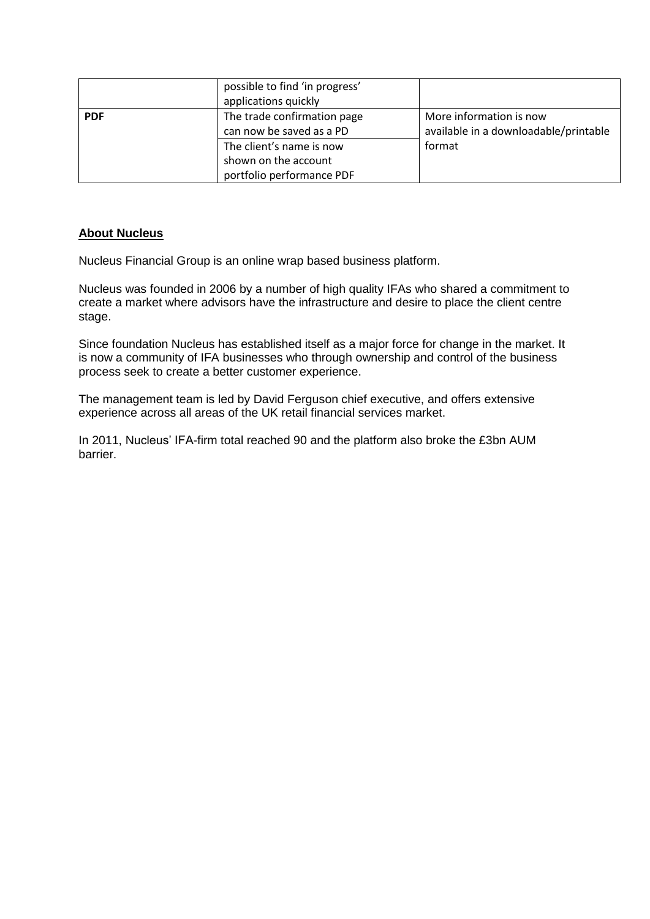| | | |
|---|---|---|
| | possible to find 'in progress' applications quickly | |
| **PDF** | The trade confirmation page can now be saved as a PD | More information is now available in a downloadable/printable format |
| | The client's name is now shown on the account portfolio performance PDF | |

**About Nucleus**

Nucleus Financial Group is an online wrap based business platform.

Nucleus was founded in 2006 by a number of high quality IFAs who shared a commitment to create a market where advisors have the infrastructure and desire to place the client centre stage.

Since foundation Nucleus has established itself as a major force for change in the market. It is now a community of IFA businesses who through ownership and control of the business process seek to create a better customer experience.

The management team is led by David Ferguson chief executive, and offers extensive experience across all areas of the UK retail financial services market.

In 2011, Nucleus' IFA-firm total reached 90 and the platform also broke the £3bn AUM barrier.